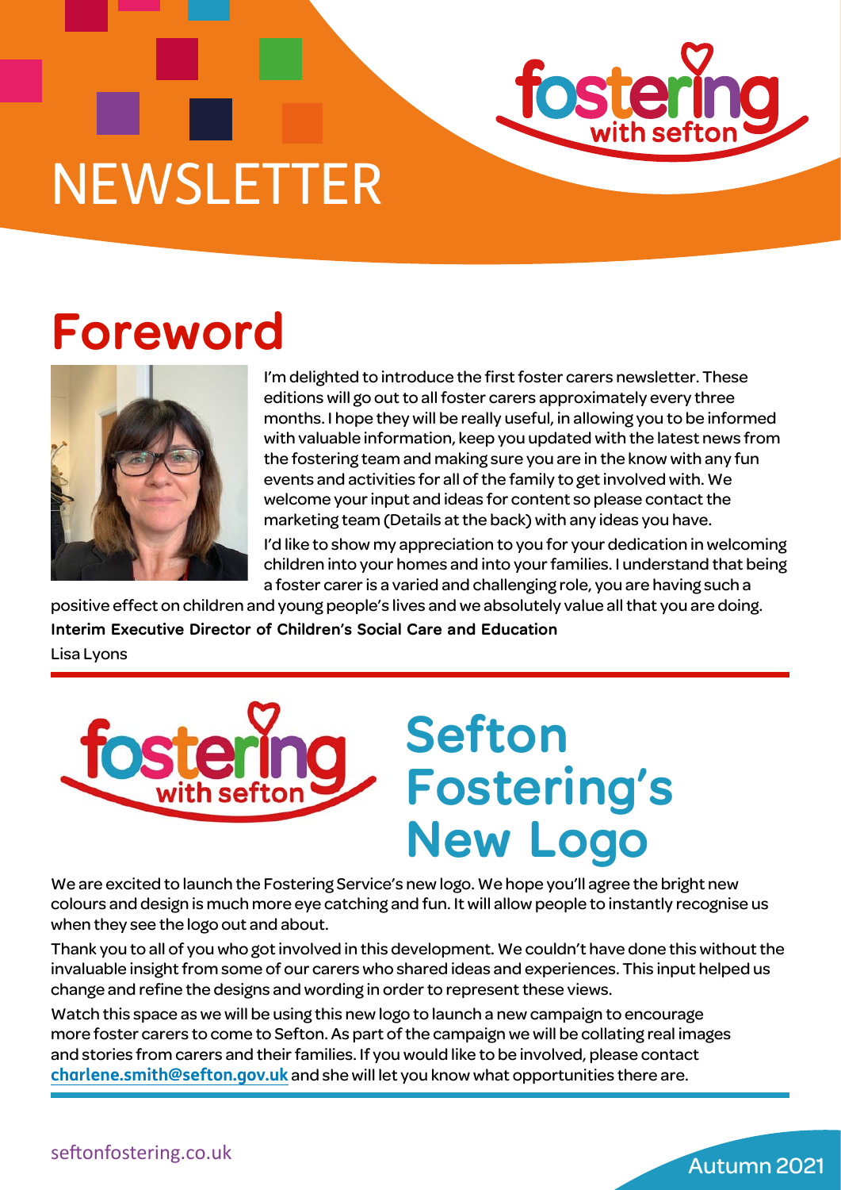# NEWSLETTER

## Foreword

I'm delighted to introduce the first foster carers newsletter. These editions will go out to all foster carers approximately every three months. I hope they will be really useful, in allowing you to be informed with valuable information, keep you updated with the latest news from the fostering team and making sure you are in the know with any fun events and activities for all of the family to get involved with. We welcome your input and ideas for content so please contact the marketing team (Details at the back) with any ideas you have.

I'd like to show my appreciation to you for your dedication in welcoming children into your homes and into your families. I understand that being a foster carer is a varied and challenging role, you are having such a positive effect on children and young people's lives and we absolutely value all that you are doing.

**Interim Executive Director of Children's Social Care and Education**

Lisa Lyons

## Sefton Fostering's New Logo

We are excited to launch the Fostering Service's new logo. We hope you'll agree the bright new colours and design is much more eye catching and fun. It will allow people to instantly recognise us when they see the logo out and about.

Thank you to all of you who got involved in this development. We couldn't have done this without the invaluable insight from some of our carers who shared ideas and experiences. This input helped us change and refine the designs and wording in order to represent these views.

Watch this space as we will be using this new logo to launch a new campaign to encourage more foster carers to come to Sefton. As part of the campaign we will be collating real images and stories from carers and their families. If you would like to be involved, please contact **charlene.smith@sefton.gov.uk** and she will let you know what opportunities there are.

seftonfostering.co.uk

Autumn 2021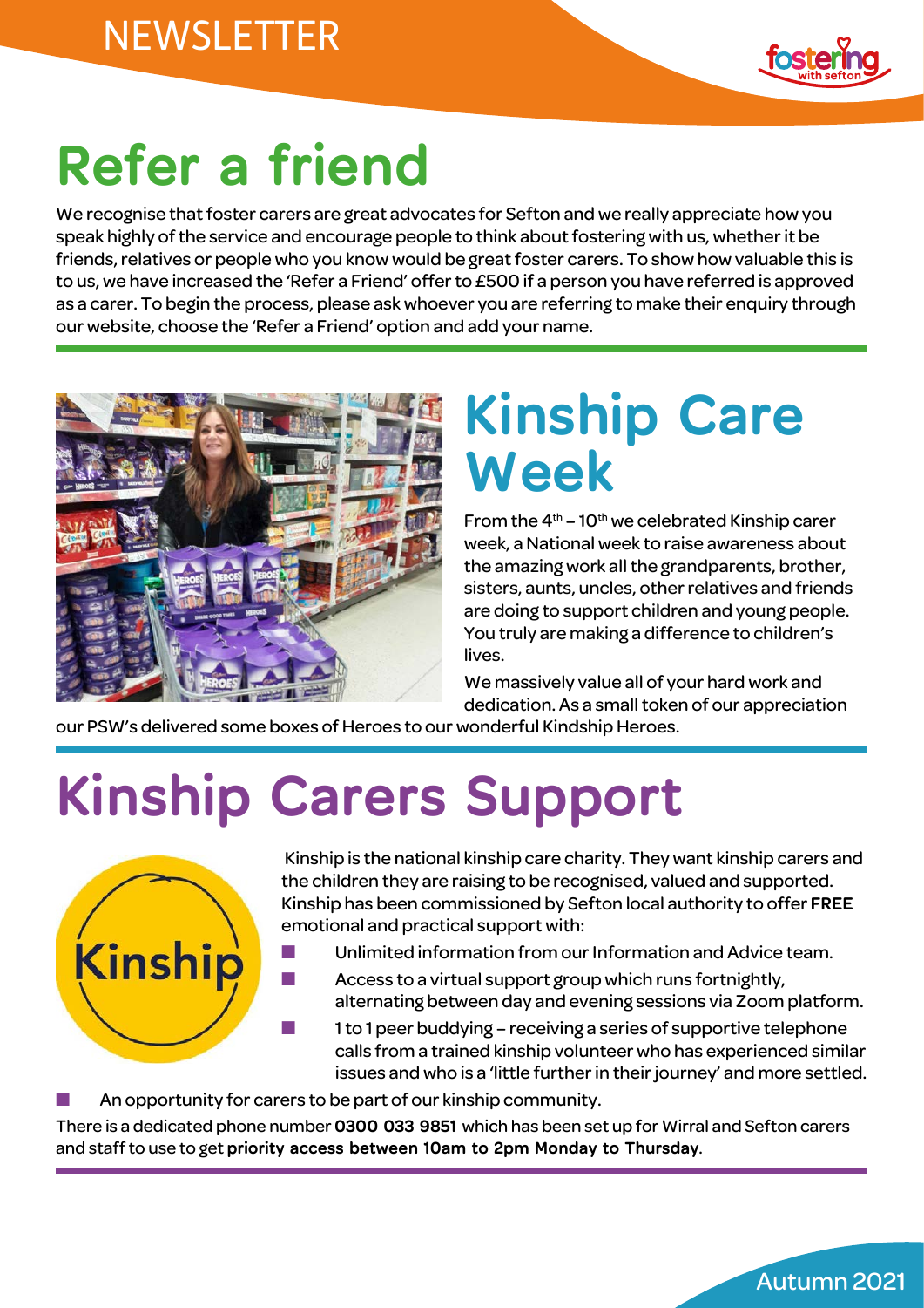# Refer a friend

We recognise that foster carers are great advocates for Sefton and we really appreciate how you speak highly of the service and encourage people to think about fostering with us, whether it be friends, relatives or people who you know would be great foster carers. To show how valuable this is to us, we have increased the 'Refer a Friend' offer to £500 if a person you have referred is approved as a carer. To begin the process, please ask whoever you are referring to make their enquiry through our website, choose the 'Refer a Friend' option and add your name.

# Kinship Care Week

From the 4th – 10th we celebrated Kinship carer week, a National week to raise awareness about the amazing work all the grandparents, brother, sisters, aunts, uncles, other relatives and friends are doing to support children and young people. You truly are making a difference to children's lives.

We massively value all of your hard work and dedication. As a small token of our appreciation our PSW's delivered some boxes of Heroes to our wonderful Kindship Heroes.

# Kinship Carers Support

Kinship is the national kinship care charity. They want kinship carers and the children they are raising to be recognised, valued and supported. Kinship has been commissioned by Sefton local authority to offer **FREE** emotional and practical support with:

- Unlimited information from our Information and Advice team.
- Access to a virtual support group which runs fortnightly, alternating between day and evening sessions via Zoom platform.
- 1 to 1 peer buddying – receiving a series of supportive telephone calls from a trained kinship volunteer who has experienced similar issues and who is a 'little further in their journey' and more settled.
- An opportunity for carers to be part of our kinship community.

There is a dedicated phone number **0300 033 9851** which has been set up for Wirral and Sefton carers and staff to use to get **priority access between 10am to 2pm Monday to Thursday**.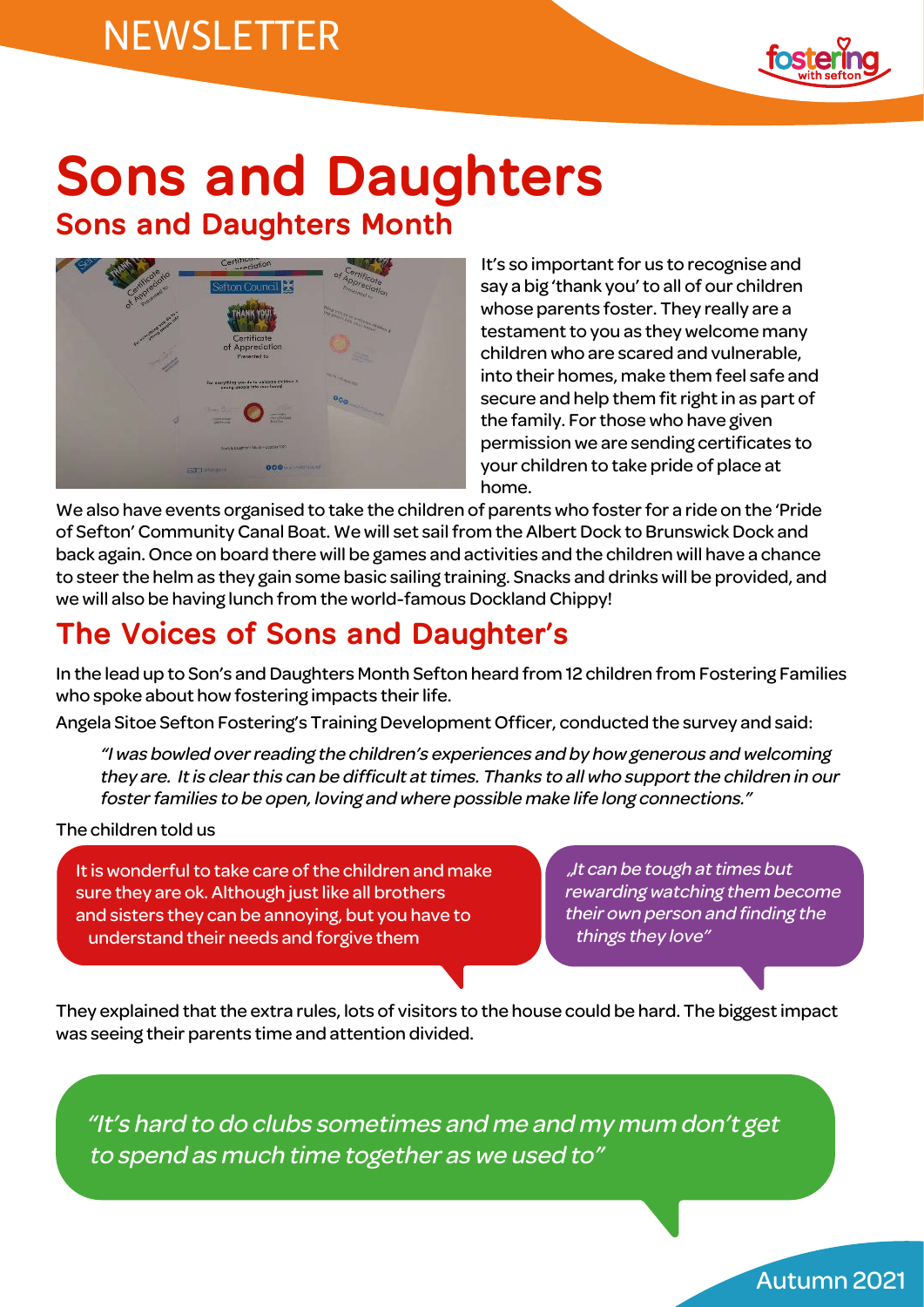# Sons and Daughters

## Sons and Daughters Month

It's so important for us to recognise and say a big 'thank you' to all of our children whose parents foster. They really are a testament to you as they welcome many children who are scared and vulnerable, into their homes, make them feel safe and secure and help them fit right in as part of the family. For those who have given permission we are sending certificates to your children to take pride of place at home.

We also have events organised to take the children of parents who foster for a ride on the 'Pride of Sefton' Community Canal Boat. We will set sail from the Albert Dock to Brunswick Dock and back again. Once on board there will be games and activities and the children will have a chance to steer the helm as they gain some basic sailing training. Snacks and drinks will be provided, and we will also be having lunch from the world-famous Dockland Chippy!

## The Voices of Sons and Daughter's

In the lead up to Son's and Daughters Month Sefton heard from 12 children from Fostering Families who spoke about how fostering impacts their life.

Angela Sitoe Sefton Fostering's Training Development Officer, conducted the survey and said:

*"I was bowled over reading the children's experiences and by how generous and welcoming they are. It is clear this can be difficult at times. Thanks to all who support the children in our foster families to be open, loving and where possible make life long connections."*

The children told us

It is wonderful to take care of the children and make sure they are ok. Although just like all brothers and sisters they can be annoying, but you have to understand their needs and forgive them

*„It can be tough at times but rewarding watching them become their own person and finding the things they love"*

They explained that the extra rules, lots of visitors to the house could be hard. The biggest impact was seeing their parents time and attention divided.

*"It's hard to do clubs sometimes and me and my mum don't get to spend as much time together as we used to"*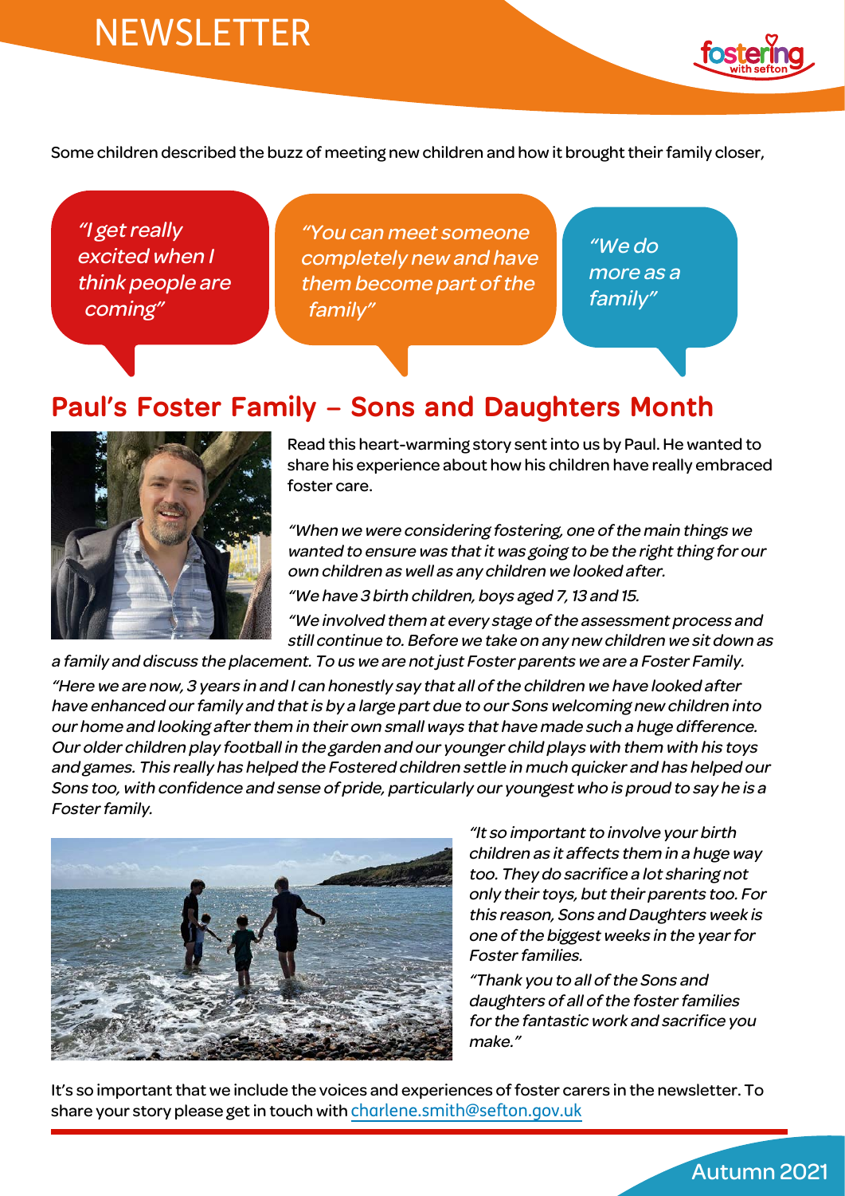Some children described the buzz of meeting new children and how it brought their family closer,

*"I get really excited when I think people are coming"*

*"You can meet someone completely new and have them become part of the family"*

*"We do more as a family"*

## Paul's Foster Family – Sons and Daughters Month

Read this heart-warming story sent into us by Paul. He wanted to share his experience about how his children have really embraced foster care.

*"When we were considering fostering, one of the main things we wanted to ensure was that it was going to be the right thing for our own children as well as any children we looked after.*

*"We have 3 birth children, boys aged 7, 13 and 15.*

*"We involved them at every stage of the assessment process and still continue to. Before we take on any new children we sit down as a family and discuss the placement. To us we are not just Foster parents we are a Foster Family.*

*"Here we are now, 3 years in and I can honestly say that all of the children we have looked after have enhanced our family and that is by a large part due to our Sons welcoming new children into our home and looking after them in their own small ways that have made such a huge difference. Our older children play football in the garden and our younger child plays with them with his toys and games. This really has helped the Fostered children settle in much quicker and has helped our Sons too, with confidence and sense of pride, particularly our youngest who is proud to say he is a Foster family.*

*"It so important to involve your birth children as it affects them in a huge way too. They do sacrifice a lot sharing not only their toys, but their parents too. For this reason, Sons and Daughters week is one of the biggest weeks in the year for Foster families.*

*"Thank you to all of the Sons and daughters of all of the foster families for the fantastic work and sacrifice you make."*

It's so important that we include the voices and experiences of foster carers in the newsletter. To share your story please get in touch with charlene.smith@sefton.gov.uk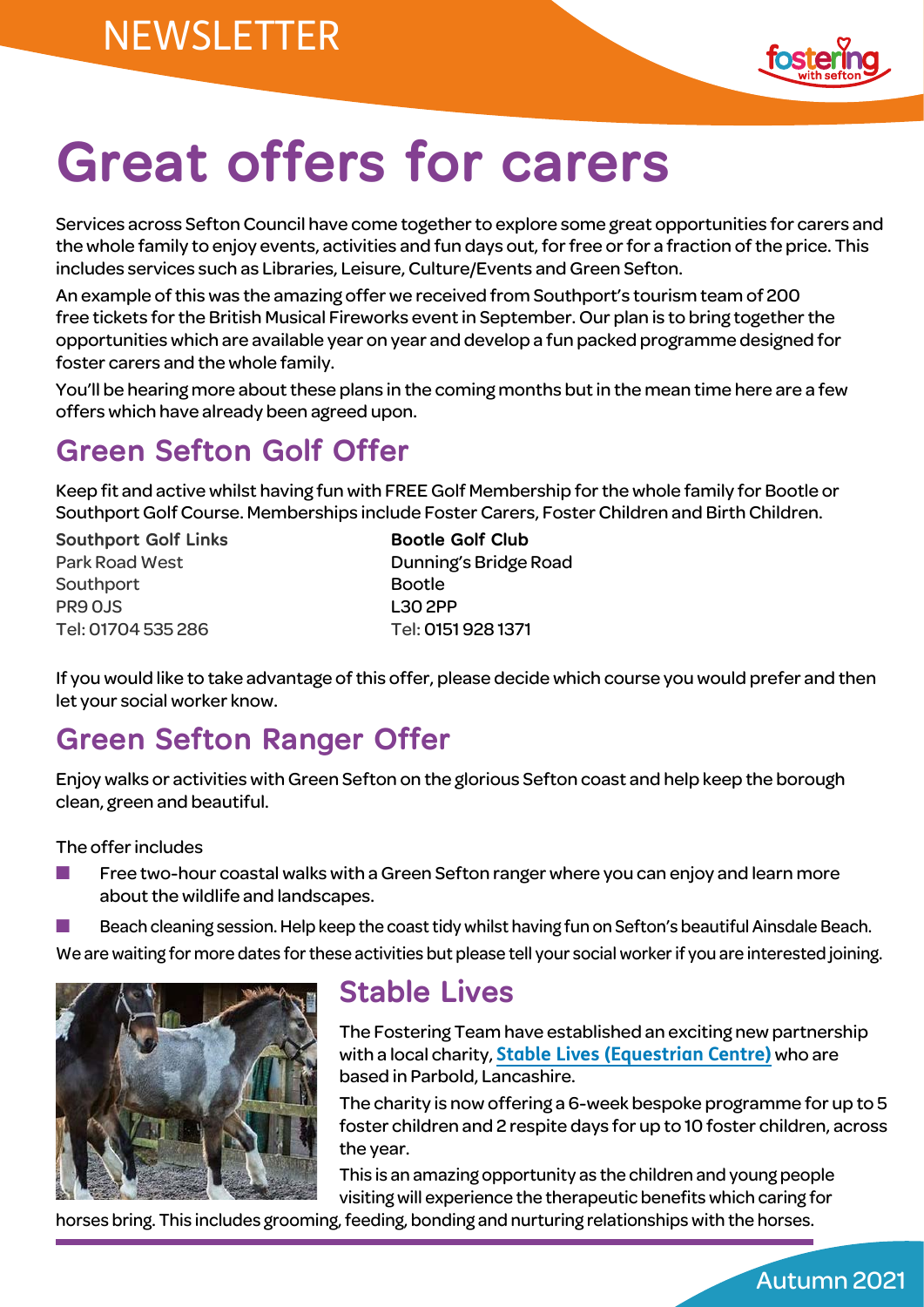# Great offers for carers

Services across Sefton Council have come together to explore some great opportunities for carers and the whole family to enjoy events, activities and fun days out, for free or for a fraction of the price. This includes services such as Libraries, Leisure, Culture/Events and Green Sefton.

An example of this was the amazing offer we received from Southport's tourism team of 200 free tickets for the British Musical Fireworks event in September. Our plan is to bring together the opportunities which are available year on year and develop a fun packed programme designed for foster carers and the whole family.

You'll be hearing more about these plans in the coming months but in the mean time here are a few offers which have already been agreed upon.

## Green Sefton Golf Offer

Keep fit and active whilst having fun with FREE Golf Membership for the whole family for Bootle or Southport Golf Course. Memberships include Foster Carers, Foster Children and Birth Children.

**Southport Golf Links**
Park Road West
Southport
PR9 0JS
Tel: 01704 535 286

**Bootle Golf Club**
Dunning's Bridge Road
Bootle
L30 2PP
Tel: 0151 928 1371

If you would like to take advantage of this offer, please decide which course you would prefer and then let your social worker know.

## Green Sefton Ranger Offer

Enjoy walks or activities with Green Sefton on the glorious Sefton coast and help keep the borough clean, green and beautiful.

The offer includes

- Free two-hour coastal walks with a Green Sefton ranger where you can enjoy and learn more about the wildlife and landscapes.
- Beach cleaning session. Help keep the coast tidy whilst having fun on Sefton's beautiful Ainsdale Beach.

We are waiting for more dates for these activities but please tell your social worker if you are interested joining.

## Stable Lives

The Fostering Team have established an exciting new partnership with a local charity, **Stable Lives (Equestrian Centre)** who are based in Parbold, Lancashire.

The charity is now offering a 6-week bespoke programme for up to 5 foster children and 2 respite days for up to 10 foster children, across the year.

This is an amazing opportunity as the children and young people visiting will experience the therapeutic benefits which caring for horses bring. This includes grooming, feeding, bonding and nurturing relationships with the horses.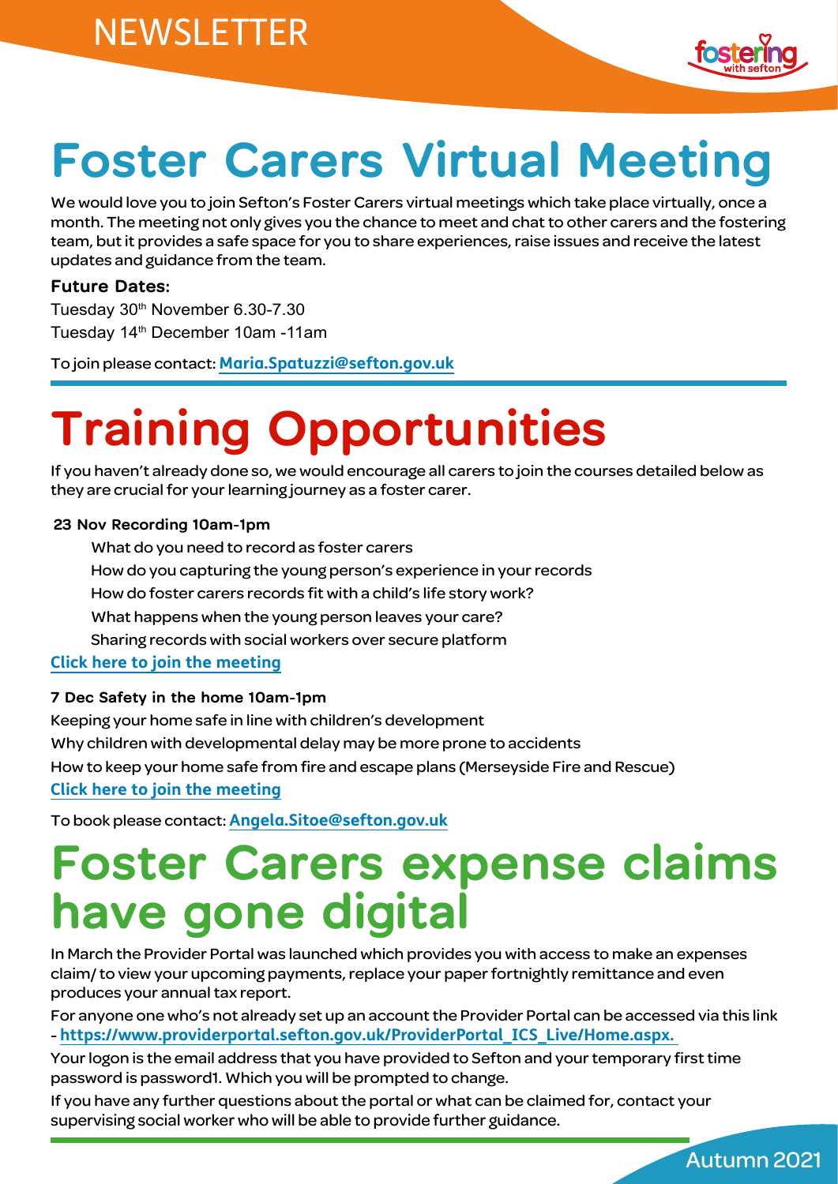# Foster Carers Virtual Meeting

We would love you to join Sefton's Foster Carers virtual meetings which take place virtually, once a month. The meeting not only gives you the chance to meet and chat to other carers and the fostering team, but it provides a safe space for you to share experiences, raise issues and receive the latest updates and guidance from the team.

**Future Dates:**

Tuesday 30th November 6.30-7.30
Tuesday 14th December 10am -11am

To join please contact: **Maria.Spatuzzi@sefton.gov.uk**

# Training Opportunities

If you haven't already done so, we would encourage all carers to join the courses detailed below as they are crucial for your learning journey as a foster carer.

**23 Nov Recording 10am-1pm**

- What do you need to record as foster carers
- How do you capturing the young person's experience in your records
- How do foster carers records fit with a child's life story work?
- What happens when the young person leaves your care?
- Sharing records with social workers over secure platform

**Click here to join the meeting**

**7 Dec Safety in the home 10am-1pm**

Keeping your home safe in line with children's development
Why children with developmental delay may be more prone to accidents
How to keep your home safe from fire and escape plans (Merseyside Fire and Rescue)

**Click here to join the meeting**

To book please contact: **Angela.Sitoe@sefton.gov.uk**

# Foster Carers expense claims have gone digital

In March the Provider Portal was launched which provides you with access to make an expenses claim/ to view your upcoming payments, replace your paper fortnightly remittance and even produces your annual tax report.

For anyone one who's not already set up an account the Provider Portal can be accessed via this link - **https://www.providerportal.sefton.gov.uk/ProviderPortal_ICS_Live/Home.aspx.**

Your logon is the email address that you have provided to Sefton and your temporary first time password is password1. Which you will be prompted to change.

If you have any further questions about the portal or what can be claimed for, contact your supervising social worker who will be able to provide further guidance.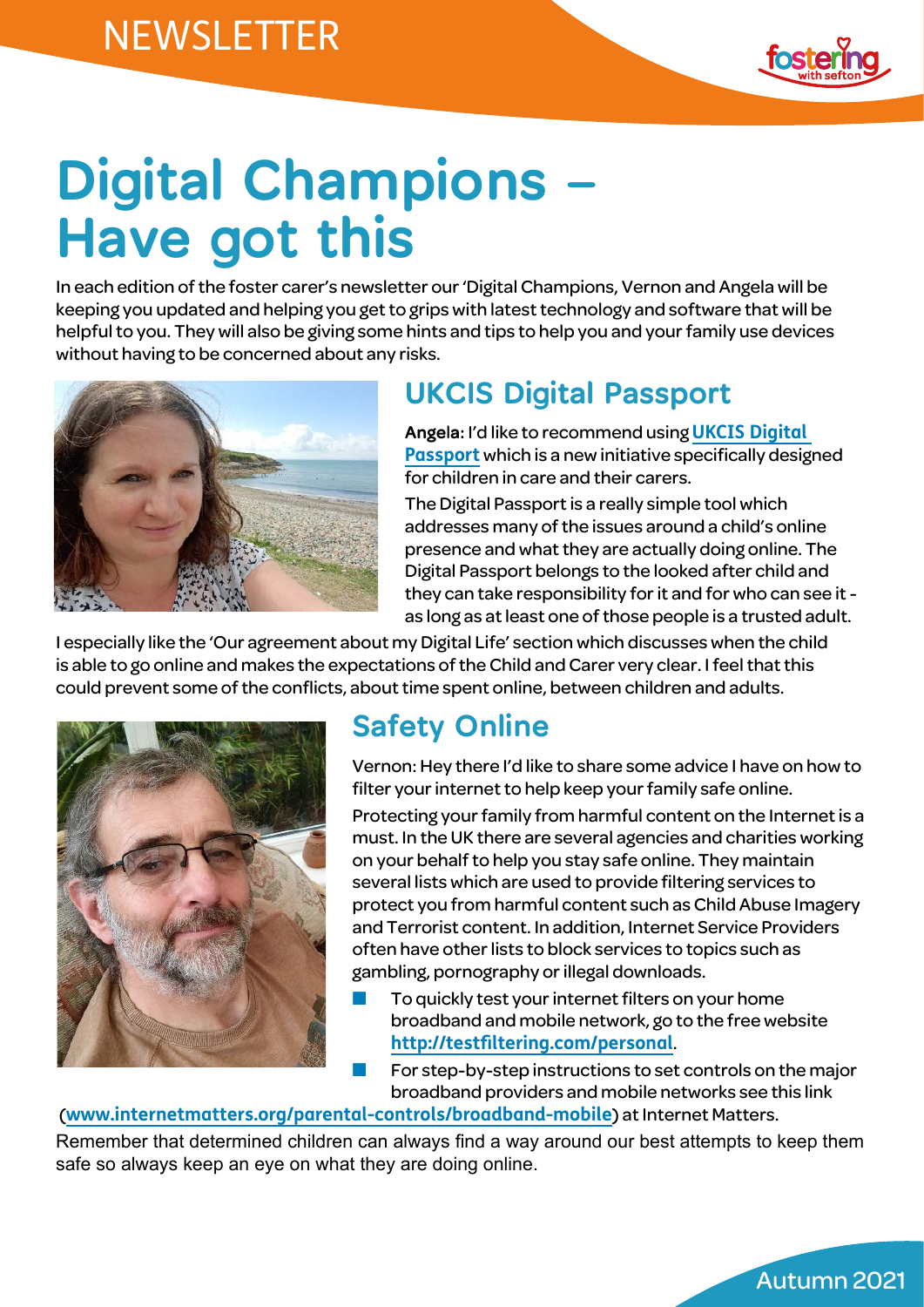# Digital Champions – Have got this

In each edition of the foster carer's newsletter our 'Digital Champions, Vernon and Angela will be keeping you updated and helping you get to grips with latest technology and software that will be helpful to you. They will also be giving some hints and tips to help you and your family use devices without having to be concerned about any risks.

## UKCIS Digital Passport

**Angela:** I'd like to recommend using **UKCIS Digital Passport** which is a new initiative specifically designed for children in care and their carers.

The Digital Passport is a really simple tool which addresses many of the issues around a child's online presence and what they are actually doing online. The Digital Passport belongs to the looked after child and they can take responsibility for it and for who can see it - as long as at least one of those people is a trusted adult.

I especially like the 'Our agreement about my Digital Life' section which discusses when the child is able to go online and makes the expectations of the Child and Carer very clear. I feel that this could prevent some of the conflicts, about time spent online, between children and adults.

## Safety Online

Vernon: Hey there I'd like to share some advice I have on how to filter your internet to help keep your family safe online.

Protecting your family from harmful content on the Internet is a must. In the UK there are several agencies and charities working on your behalf to help you stay safe online. They maintain several lists which are used to provide filtering services to protect you from harmful content such as Child Abuse Imagery and Terrorist content. In addition, Internet Service Providers often have other lists to block services to topics such as gambling, pornography or illegal downloads.

- To quickly test your internet filters on your home broadband and mobile network, go to the free website **http://testfiltering.com/personal**.
- For step-by-step instructions to set controls on the major broadband providers and mobile networks see this link (**www.internetmatters.org/parental-controls/broadband-mobile**) at Internet Matters.

Remember that determined children can always find a way around our best attempts to keep them safe so always keep an eye on what they are doing online.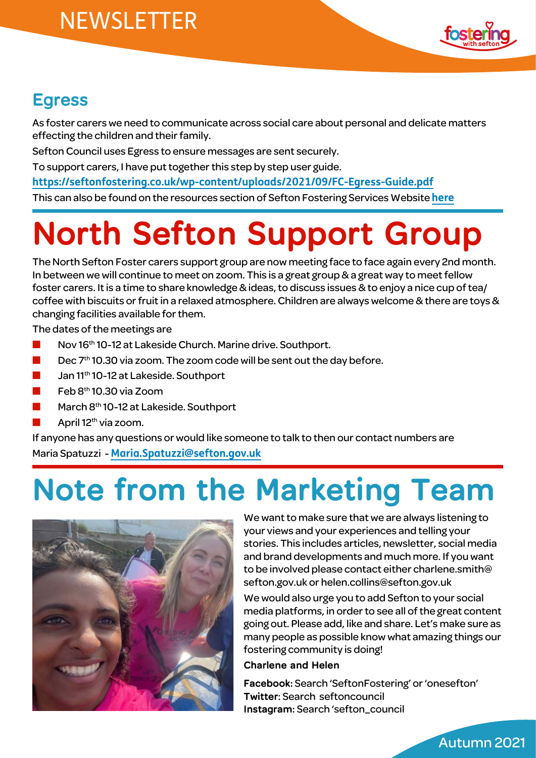## Egress

As foster carers we need to communicate across social care about personal and delicate matters effecting the children and their family.

Sefton Council uses Egress to ensure messages are sent securely.

To support carers, I have put together this step by step user guide.

**https://seftonfostering.co.uk/wp-content/uploads/2021/09/FC-Egress-Guide.pdf**

This can also be found on the resources section of Sefton Fostering Services Website **here**

# North Sefton Support Group

The North Sefton Foster carers support group are now meeting face to face again every 2nd month. In between we will continue to meet on zoom. This is a great group & a great way to meet fellow foster carers. It is a time to share knowledge & ideas, to discuss issues & to enjoy a nice cup of tea/coffee with biscuits or fruit in a relaxed atmosphere. Children are always welcome & there are toys & changing facilities available for them.

The dates of the meetings are

- Nov 16th 10-12 at Lakeside Church. Marine drive. Southport.
- Dec 7th 10.30 via zoom. The zoom code will be sent out the day before.
- Jan 11th 10-12 at Lakeside. Southport
- Feb 8th 10.30 via Zoom
- March 8th 10-12 at Lakeside. Southport
- April 12th via zoom.

If anyone has any questions or would like someone to talk to then our contact numbers are

Maria Spatuzzi - **Maria.Spatuzzi@sefton.gov.uk**

# Note from the Marketing Team

We want to make sure that we are always listening to your views and your experiences and telling your stories. This includes articles, newsletter, social media and brand developments and much more. If you want to be involved please contact either charlene.smith@sefton.gov.uk or helen.collins@sefton.gov.uk

We would also urge you to add Sefton to your social media platforms, in order to see all of the great content going out. Please add, like and share. Let's make sure as many people as possible know what amazing things our fostering community is doing!

**Charlene and Helen**

**Facebook**: Search 'SeftonFostering' or 'onesefton'
**Twitter**: Search seftoncouncil
**Instagram**: Search 'sefton_council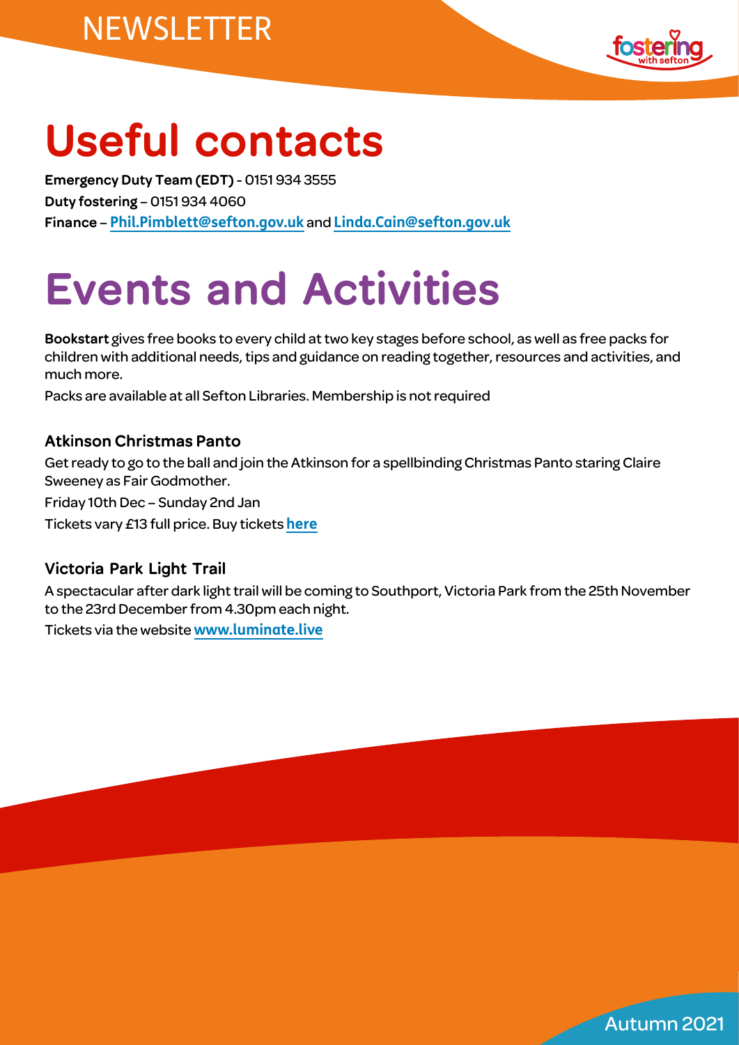# Useful contacts

**Emergency Duty Team (EDT)** - 0151 934 3555

**Duty fostering** – 0151 934 4060

**Finance** – Phil.Pimblett@sefton.gov.uk and Linda.Cain@sefton.gov.uk

# Events and Activities

**Bookstart** gives free books to every child at two key stages before school, as well as free packs for children with additional needs, tips and guidance on reading together, resources and activities, and much more.

Packs are available at all Sefton Libraries. Membership is not required

### Atkinson Christmas Panto

Get ready to go to the ball and join the Atkinson for a spellbinding Christmas Panto staring Claire Sweeney as Fair Godmother.

Friday 10th Dec – Sunday 2nd Jan

Tickets vary £13 full price. Buy tickets here

### Victoria Park Light Trail

A spectacular after dark light trail will be coming to Southport, Victoria Park from the 25th November to the 23rd December from 4.30pm each night.

Tickets via the website www.luminate.live